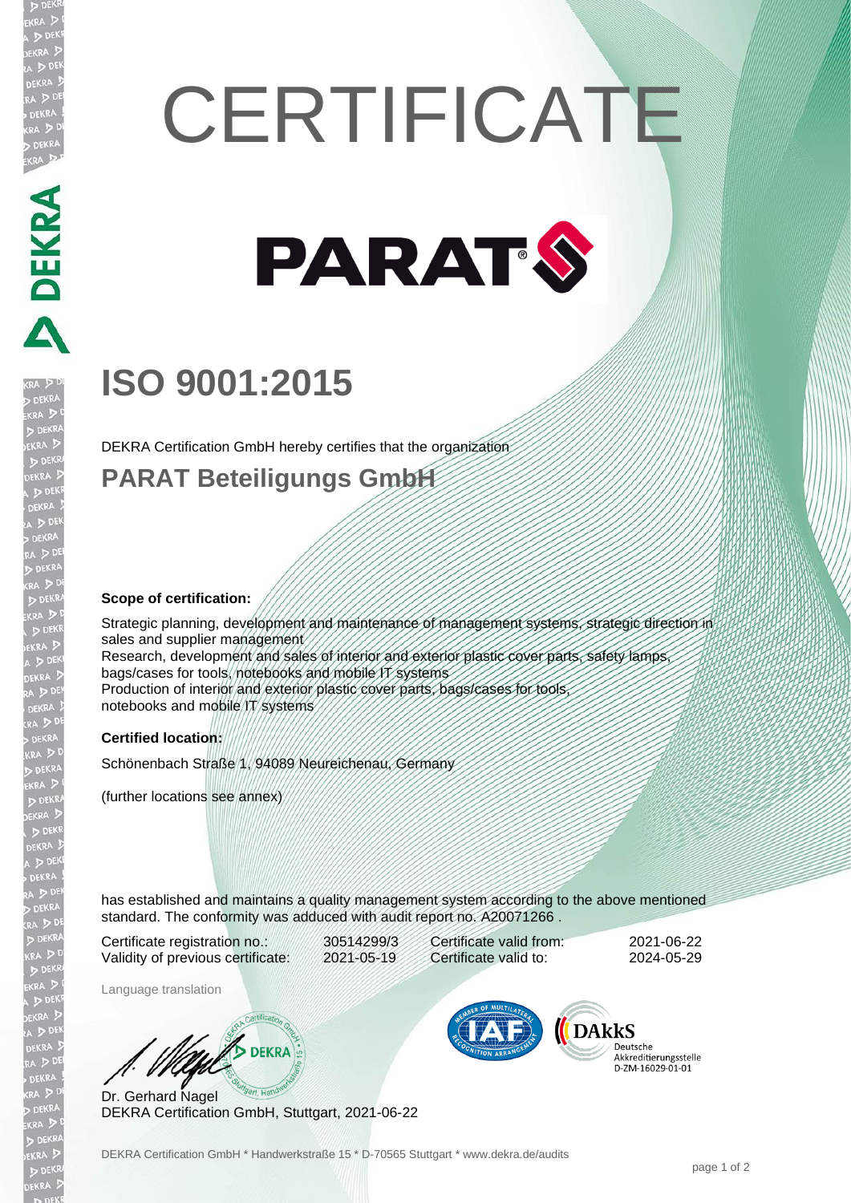# CERTIFICATE

PARAT

## ISO 9001:2015

DEKRA Certification GmbH hereby certifies that the organization

## PARAT Beteiligungs GmbH

**Scope of certification:**

Strategic planning, development and maintenance of management systems, strategic direction in sales and supplier management
Research, development and sales of interior and exterior plastic cover parts, safety lamps, bags/cases for tools, notebooks and mobile IT systems
Production of interior and exterior plastic cover parts, bags/cases for tools, notebooks and mobile IT systems

**Certified location:**

Schönenbach Straße 1, 94089 Neureichenau, Germany

(further locations see annex)

has established and maintains a quality management system according to the above mentioned standard. The conformity was adduced with audit report no. A20071266 .

| | | | |
|---|---|---|---|
| Certificate registration no.: | 30514299/3 | Certificate valid from: | 2021-06-22 |
| Validity of previous certificate: | 2021-05-19 | Certificate valid to: | 2024-05-29 |

Language translation

Dr. Gerhard Nagel
DEKRA Certification GmbH, Stuttgart, 2021-06-22

DAkkS Deutsche Akkreditierungsstelle D-ZM-16029-01-01

DEKRA Certification GmbH * Handwerkstraße 15 * D-70565 Stuttgart * www.dekra.de/audits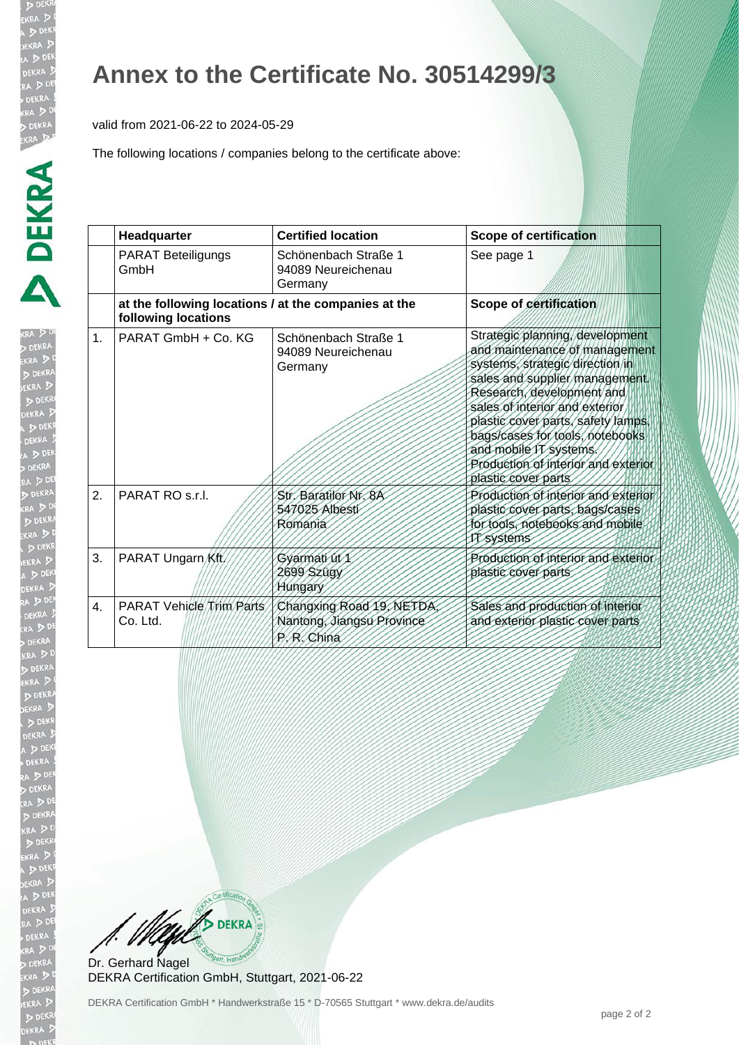# Annex to the Certificate No. 30514299/3

valid from 2021-06-22 to 2024-05-29

The following locations / companies belong to the certificate above:

| | Headquarter | Certified location | Scope of certification |
|---|---|---|---|
| | PARAT Beteiligungs GmbH | Schönenbach Straße 1<br>94089 Neureichenau<br>Germany | See page 1 |
| | **at the following locations / at the companies at the following locations** | | **Scope of certification** |
| 1. | PARAT GmbH + Co. KG | Schönenbach Straße 1<br>94089 Neureichenau<br>Germany | Strategic planning, development and maintenance of management systems, strategic direction in sales and supplier management. Research, development and sales of interior and exterior plastic cover parts, safety lamps, bags/cases for tools, notebooks and mobile IT systems. Production of interior and exterior plastic cover parts |
| 2. | PARAT RO s.r.l. | Str. Baratilor Nr. 8A<br>547025 Albesti<br>Romania | Production of interior and exterior plastic cover parts, bags/cases for tools, notebooks and mobile IT systems |
| 3. | PARAT Ungarn Kft. | Gyarmati út 1<br>2699 Szügy<br>Hungary | Production of interior and exterior plastic cover parts |
| 4. | PARAT Vehicle Trim Parts Co. Ltd. | Changxing Road 19, NETDA, Nantong, Jiangsu Province<br>P. R. China | Sales and production of interior and exterior plastic cover parts |

Dr. Gerhard Nagel
DEKRA Certification GmbH, Stuttgart, 2021-06-22

DEKRA Certification GmbH * Handwerkstraße 15 * D-70565 Stuttgart * www.dekra.de/audits